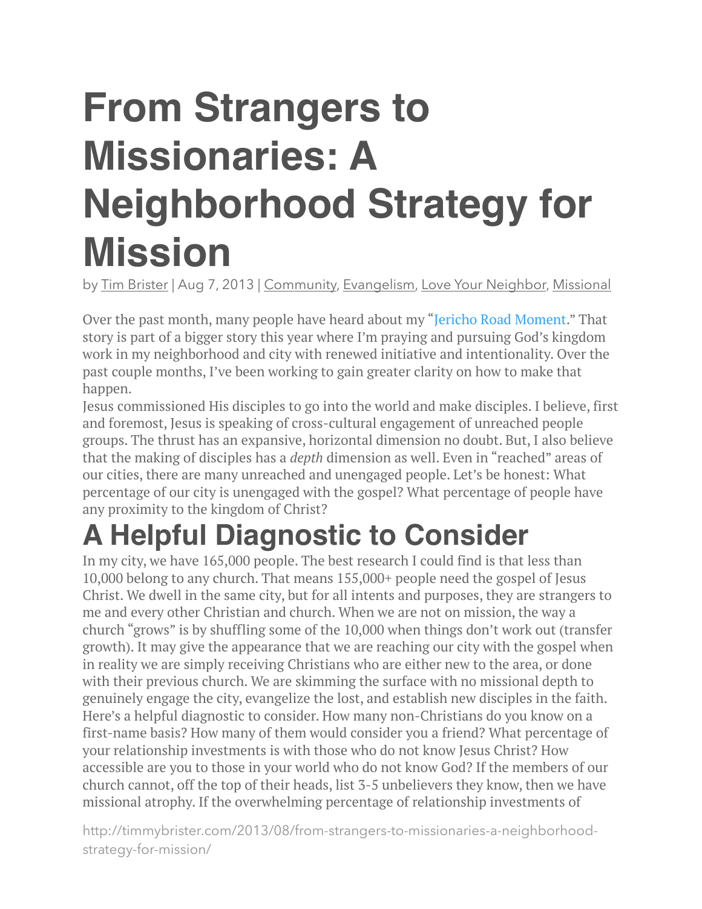# From Strangers to Missionaries: A Neighborhood Strategy for Mission

by Tim Brister | Aug 7, 2013 | Community, Evangelism, Love Your Neighbor, Missional

Over the past month, many people have heard about my "Jericho Road Moment." That story is part of a bigger story this year where I'm praying and pursuing God's kingdom work in my neighborhood and city with renewed initiative and intentionality. Over the past couple months, I've been working to gain greater clarity on how to make that happen.

Jesus commissioned His disciples to go into the world and make disciples. I believe, first and foremost, Jesus is speaking of cross-cultural engagement of unreached people groups. The thrust has an expansive, horizontal dimension no doubt. But, I also believe that the making of disciples has a *depth* dimension as well. Even in "reached" areas of our cities, there are many unreached and unengaged people. Let's be honest: What percentage of our city is unengaged with the gospel? What percentage of people have any proximity to the kingdom of Christ?

## A Helpful Diagnostic to Consider

In my city, we have 165,000 people. The best research I could find is that less than 10,000 belong to any church. That means 155,000+ people need the gospel of Jesus Christ. We dwell in the same city, but for all intents and purposes, they are strangers to me and every other Christian and church. When we are not on mission, the way a church "grows" is by shuffling some of the 10,000 when things don't work out (transfer growth). It may give the appearance that we are reaching our city with the gospel when in reality we are simply receiving Christians who are either new to the area, or done with their previous church. We are skimming the surface with no missional depth to genuinely engage the city, evangelize the lost, and establish new disciples in the faith.

Here's a helpful diagnostic to consider. How many non-Christians do you know on a first-name basis? How many of them would consider you a friend? What percentage of your relationship investments is with those who do not know Jesus Christ? How accessible are you to those in your world who do not know God? If the members of our church cannot, off the top of their heads, list 3-5 unbelievers they know, then we have missional atrophy. If the overwhelming percentage of relationship investments of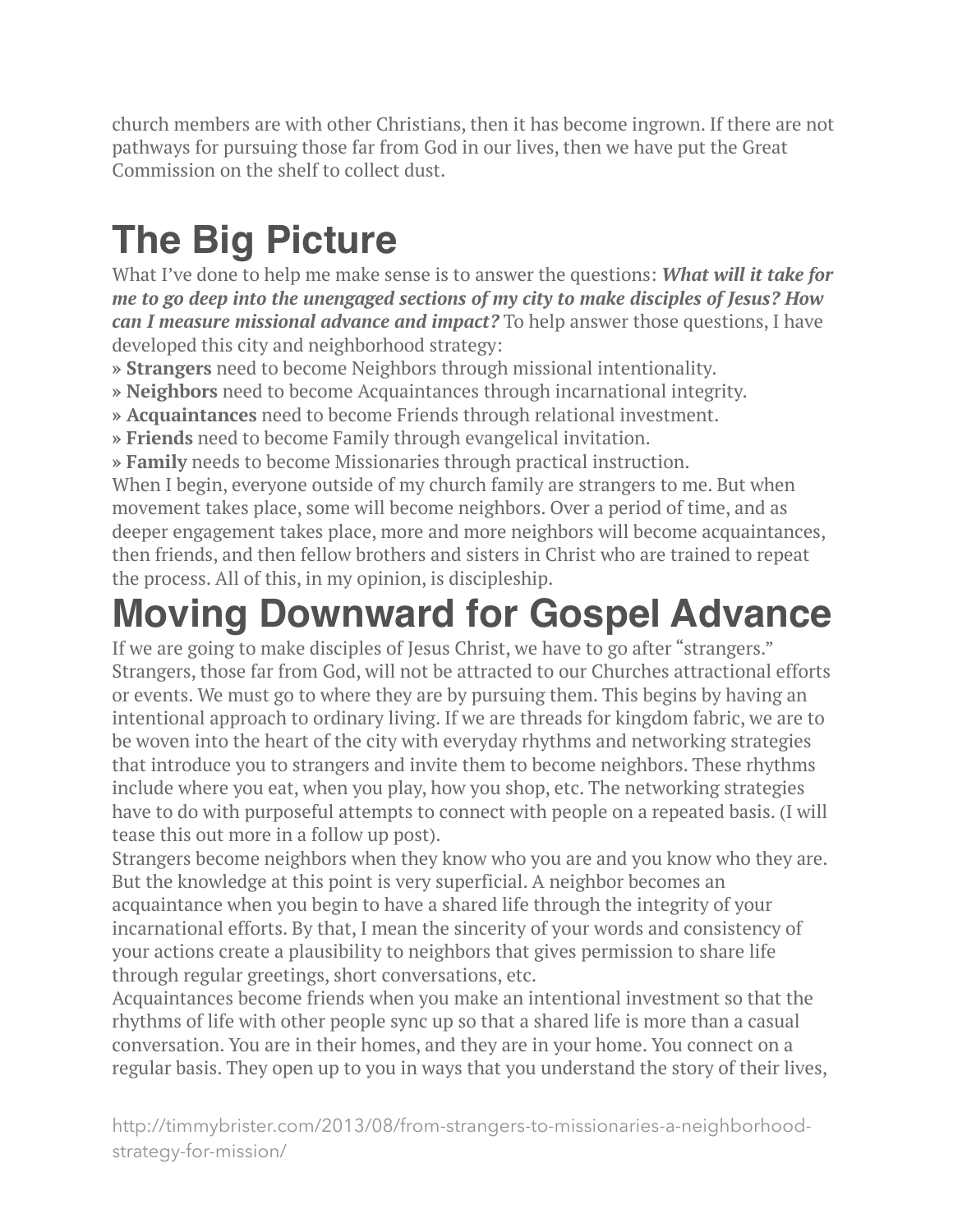church members are with other Christians, then it has become ingrown. If there are not pathways for pursuing those far from God in our lives, then we have put the Great Commission on the shelf to collect dust.

# The Big Picture

What I've done to help me make sense is to answer the questions: ***What will it take for me to go deep into the unengaged sections of my city to make disciples of Jesus? How can I measure missional advance and impact?*** To help answer those questions, I have developed this city and neighborhood strategy:

» **Strangers** need to become Neighbors through missional intentionality.
» **Neighbors** need to become Acquaintances through incarnational integrity.
» **Acquaintances** need to become Friends through relational investment.
» **Friends** need to become Family through evangelical invitation.
» **Family** needs to become Missionaries through practical instruction.

When I begin, everyone outside of my church family are strangers to me. But when movement takes place, some will become neighbors. Over a period of time, and as deeper engagement takes place, more and more neighbors will become acquaintances, then friends, and then fellow brothers and sisters in Christ who are trained to repeat the process. All of this, in my opinion, is discipleship.

# Moving Downward for Gospel Advance

If we are going to make disciples of Jesus Christ, we have to go after "strangers." Strangers, those far from God, will not be attracted to our Churches attractional efforts or events. We must go to where they are by pursuing them. This begins by having an intentional approach to ordinary living. If we are threads for kingdom fabric, we are to be woven into the heart of the city with everyday rhythms and networking strategies that introduce you to strangers and invite them to become neighbors. These rhythms include where you eat, when you play, how you shop, etc. The networking strategies have to do with purposeful attempts to connect with people on a repeated basis. (I will tease this out more in a follow up post).

Strangers become neighbors when they know who you are and you know who they are. But the knowledge at this point is very superficial. A neighbor becomes an acquaintance when you begin to have a shared life through the integrity of your incarnational efforts. By that, I mean the sincerity of your words and consistency of your actions create a plausibility to neighbors that gives permission to share life through regular greetings, short conversations, etc.

Acquaintances become friends when you make an intentional investment so that the rhythms of life with other people sync up so that a shared life is more than a casual conversation. You are in their homes, and they are in your home. You connect on a regular basis. They open up to you in ways that you understand the story of their lives,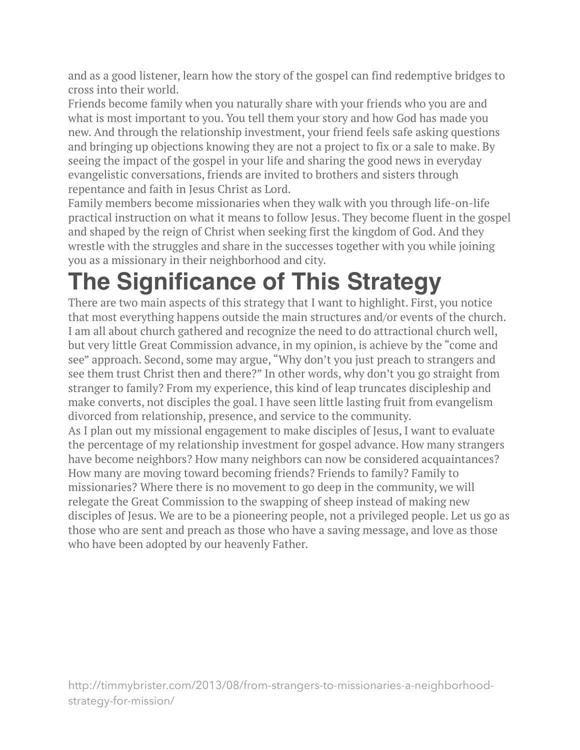and as a good listener, learn how the story of the gospel can find redemptive bridges to cross into their world.

Friends become family when you naturally share with your friends who you are and what is most important to you. You tell them your story and how God has made you new. And through the relationship investment, your friend feels safe asking questions and bringing up objections knowing they are not a project to fix or a sale to make. By seeing the impact of the gospel in your life and sharing the good news in everyday evangelistic conversations, friends are invited to brothers and sisters through repentance and faith in Jesus Christ as Lord.

Family members become missionaries when they walk with you through life-on-life practical instruction on what it means to follow Jesus. They become fluent in the gospel and shaped by the reign of Christ when seeking first the kingdom of God. And they wrestle with the struggles and share in the successes together with you while joining you as a missionary in their neighborhood and city.

# The Significance of This Strategy

There are two main aspects of this strategy that I want to highlight. First, you notice that most everything happens outside the main structures and/or events of the church. I am all about church gathered and recognize the need to do attractional church well, but very little Great Commission advance, in my opinion, is achieve by the "come and see" approach. Second, some may argue, "Why don't you just preach to strangers and see them trust Christ then and there?" In other words, why don't you go straight from stranger to family? From my experience, this kind of leap truncates discipleship and make converts, not disciples the goal. I have seen little lasting fruit from evangelism divorced from relationship, presence, and service to the community.

As I plan out my missional engagement to make disciples of Jesus, I want to evaluate the percentage of my relationship investment for gospel advance. How many strangers have become neighbors? How many neighbors can now be considered acquaintances? How many are moving toward becoming friends? Friends to family? Family to missionaries? Where there is no movement to go deep in the community, we will relegate the Great Commission to the swapping of sheep instead of making new disciples of Jesus. We are to be a pioneering people, not a privileged people. Let us go as those who are sent and preach as those who have a saving message, and love as those who have been adopted by our heavenly Father.

http://timmybrister.com/2013/08/from-strangers-to-missionaries-a-neighborhood-strategy-for-mission/